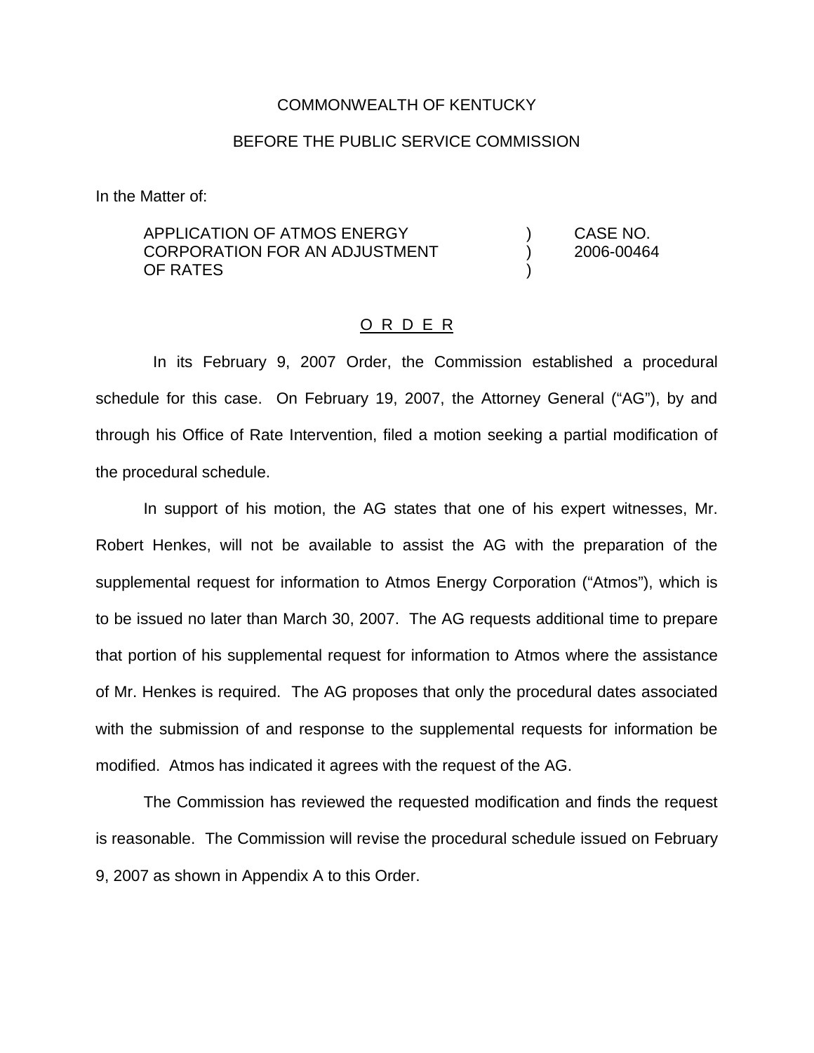COMMONWEALTH OF KENTUCKY

BEFORE THE PUBLIC SERVICE COMMISSION

In the Matter of:

| | | |
|---|---|---|
| APPLICATION OF ATMOS ENERGY CORPORATION FOR AN ADJUSTMENT OF RATES | ) ) ) | CASE NO. 2006-00464 |

## O R D E R

In its February 9, 2007 Order, the Commission established a procedural schedule for this case. On February 19, 2007, the Attorney General ("AG"), by and through his Office of Rate Intervention, filed a motion seeking a partial modification of the procedural schedule.

In support of his motion, the AG states that one of his expert witnesses, Mr. Robert Henkes, will not be available to assist the AG with the preparation of the supplemental request for information to Atmos Energy Corporation ("Atmos"), which is to be issued no later than March 30, 2007. The AG requests additional time to prepare that portion of his supplemental request for information to Atmos where the assistance of Mr. Henkes is required. The AG proposes that only the procedural dates associated with the submission of and response to the supplemental requests for information be modified. Atmos has indicated it agrees with the request of the AG.

The Commission has reviewed the requested modification and finds the request is reasonable. The Commission will revise the procedural schedule issued on February 9, 2007 as shown in Appendix A to this Order.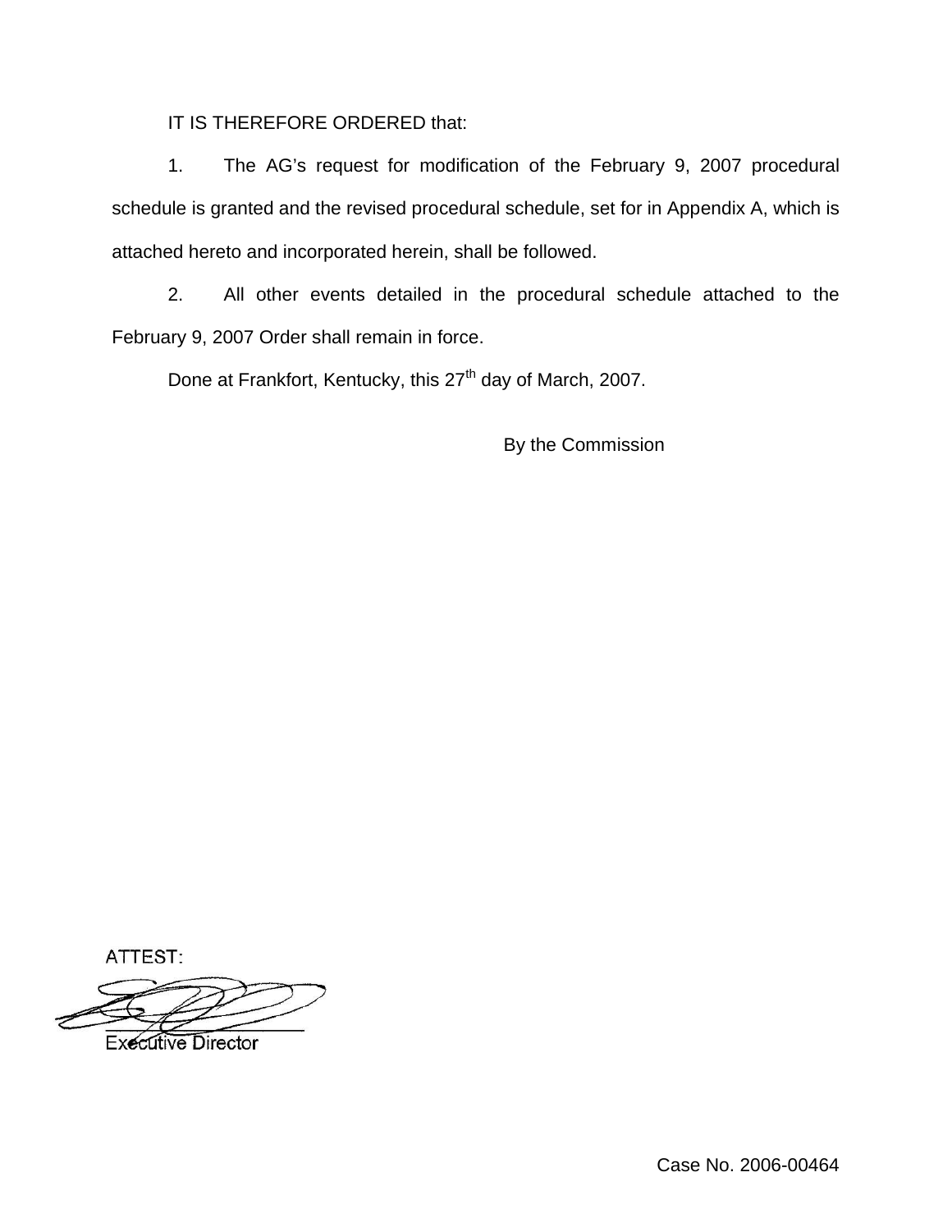IT IS THEREFORE ORDERED that:

1. The AG's request for modification of the February 9, 2007 procedural schedule is granted and the revised procedural schedule, set for in Appendix A, which is attached hereto and incorporated herein, shall be followed.

2. All other events detailed in the procedural schedule attached to the February 9, 2007 Order shall remain in force.

Done at Frankfort, Kentucky, this 27th day of March, 2007.

By the Commission

ATTEST:

Executive Director

Case No. 2006-00464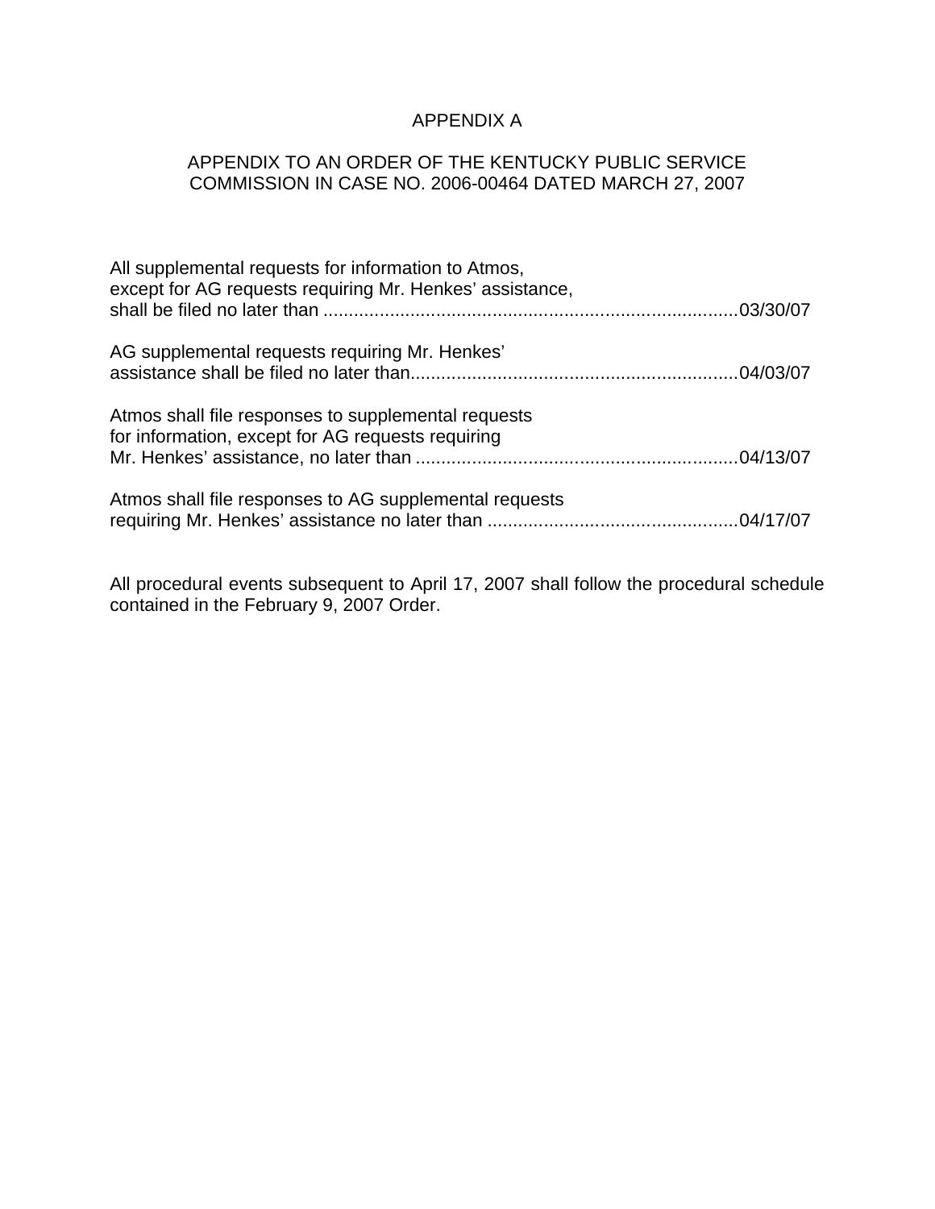# APPENDIX A

## APPENDIX TO AN ORDER OF THE KENTUCKY PUBLIC SERVICE COMMISSION IN CASE NO. 2006-00464 DATED MARCH 27, 2007

All supplemental requests for information to Atmos, except for AG requests requiring Mr. Henkes' assistance, shall be filed no later than ..................................................................................03/30/07

AG supplemental requests requiring Mr. Henkes' assistance shall be filed no later than................................................................04/03/07

Atmos shall file responses to supplemental requests for information, except for AG requests requiring Mr. Henkes' assistance, no later than ...............................................................04/13/07

Atmos shall file responses to AG supplemental requests requiring Mr. Henkes' assistance no later than .................................................04/17/07

All procedural events subsequent to April 17, 2007 shall follow the procedural schedule contained in the February 9, 2007 Order.